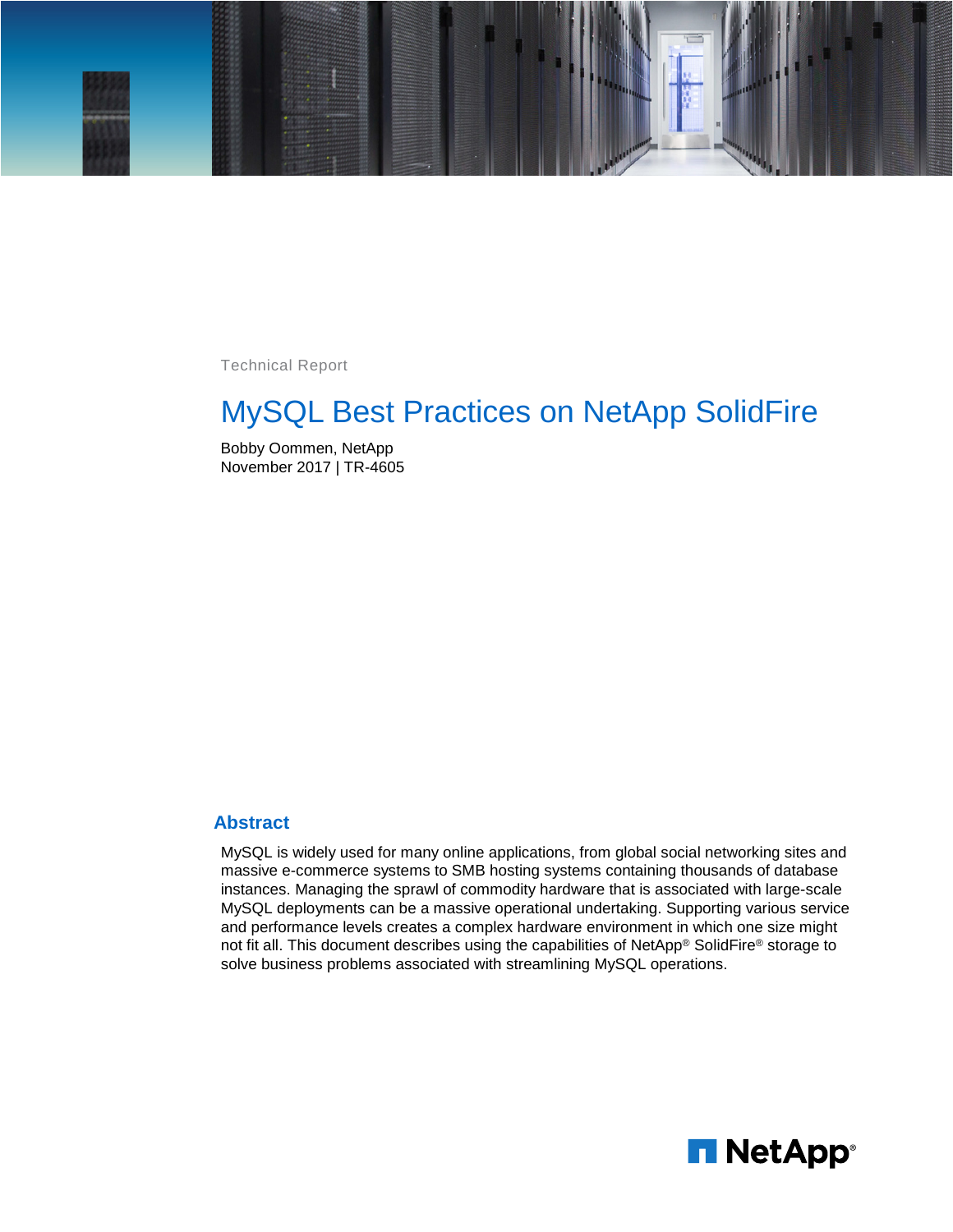Technical Report

# MySQL Best Practices on NetApp SolidFire

Bobby Oommen, NetApp
November 2017 | TR-4605

## Abstract

MySQL is widely used for many online applications, from global social networking sites and massive e-commerce systems to SMB hosting systems containing thousands of database instances. Managing the sprawl of commodity hardware that is associated with large-scale MySQL deployments can be a massive operational undertaking. Supporting various service and performance levels creates a complex hardware environment in which one size might not fit all. This document describes using the capabilities of NetApp® SolidFire® storage to solve business problems associated with streamlining MySQL operations.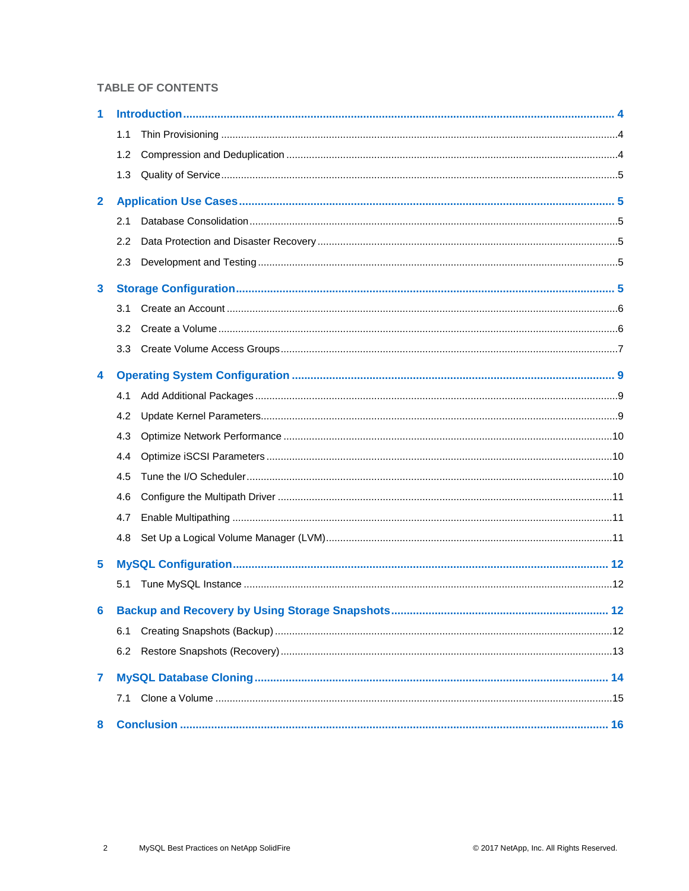## TABLE OF CONTENTS

**1 Introduction** ..... 4

- 1.1 Thin Provisioning ..... 4
- 1.2 Compression and Deduplication ..... 4
- 1.3 Quality of Service ..... 5

**2 Application Use Cases** ..... 5

- 2.1 Database Consolidation ..... 5
- 2.2 Data Protection and Disaster Recovery ..... 5
- 2.3 Development and Testing ..... 5

**3 Storage Configuration** ..... 5

- 3.1 Create an Account ..... 6
- 3.2 Create a Volume ..... 6
- 3.3 Create Volume Access Groups ..... 7

**4 Operating System Configuration** ..... 9

- 4.1 Add Additional Packages ..... 9
- 4.2 Update Kernel Parameters ..... 9
- 4.3 Optimize Network Performance ..... 10
- 4.4 Optimize iSCSI Parameters ..... 10
- 4.5 Tune the I/O Scheduler ..... 10
- 4.6 Configure the Multipath Driver ..... 11
- 4.7 Enable Multipathing ..... 11
- 4.8 Set Up a Logical Volume Manager (LVM) ..... 11

**5 MySQL Configuration** ..... 12

- 5.1 Tune MySQL Instance ..... 12

**6 Backup and Recovery by Using Storage Snapshots** ..... 12

- 6.1 Creating Snapshots (Backup) ..... 12
- 6.2 Restore Snapshots (Recovery) ..... 13

**7 MySQL Database Cloning** ..... 14

- 7.1 Clone a Volume ..... 15

**8 Conclusion** ..... 16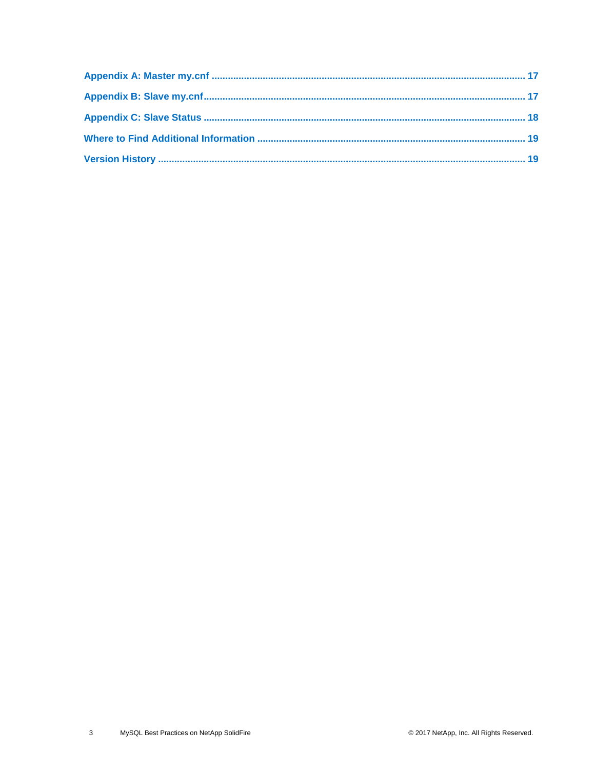Appendix A: Master my.cnf ..................................................................................................................... 17

Appendix B: Slave my.cnf........................................................................................................................ 17

Appendix C: Slave Status ....................................................................................................................... 18

Where to Find Additional Information ................................................................................................... 19

Version History ........................................................................................................................................ 19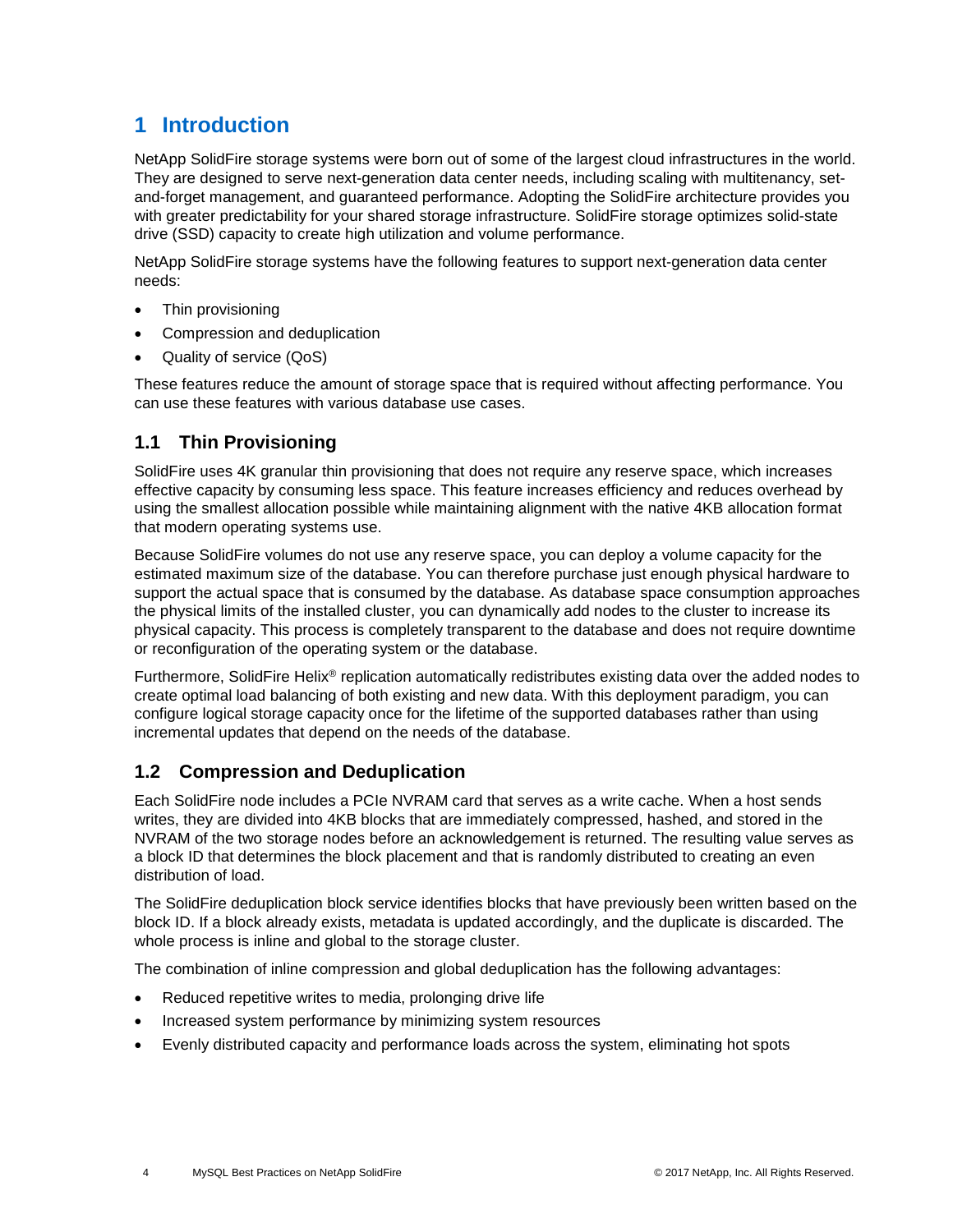# 1 Introduction

NetApp SolidFire storage systems were born out of some of the largest cloud infrastructures in the world. They are designed to serve next-generation data center needs, including scaling with multitenancy, set-and-forget management, and guaranteed performance. Adopting the SolidFire architecture provides you with greater predictability for your shared storage infrastructure. SolidFire storage optimizes solid-state drive (SSD) capacity to create high utilization and volume performance.

NetApp SolidFire storage systems have the following features to support next-generation data center needs:

- Thin provisioning
- Compression and deduplication
- Quality of service (QoS)

These features reduce the amount of storage space that is required without affecting performance. You can use these features with various database use cases.

## 1.1 Thin Provisioning

SolidFire uses 4K granular thin provisioning that does not require any reserve space, which increases effective capacity by consuming less space. This feature increases efficiency and reduces overhead by using the smallest allocation possible while maintaining alignment with the native 4KB allocation format that modern operating systems use.

Because SolidFire volumes do not use any reserve space, you can deploy a volume capacity for the estimated maximum size of the database. You can therefore purchase just enough physical hardware to support the actual space that is consumed by the database. As database space consumption approaches the physical limits of the installed cluster, you can dynamically add nodes to the cluster to increase its physical capacity. This process is completely transparent to the database and does not require downtime or reconfiguration of the operating system or the database.

Furthermore, SolidFire Helix® replication automatically redistributes existing data over the added nodes to create optimal load balancing of both existing and new data. With this deployment paradigm, you can configure logical storage capacity once for the lifetime of the supported databases rather than using incremental updates that depend on the needs of the database.

## 1.2 Compression and Deduplication

Each SolidFire node includes a PCIe NVRAM card that serves as a write cache. When a host sends writes, they are divided into 4KB blocks that are immediately compressed, hashed, and stored in the NVRAM of the two storage nodes before an acknowledgement is returned. The resulting value serves as a block ID that determines the block placement and that is randomly distributed to creating an even distribution of load.

The SolidFire deduplication block service identifies blocks that have previously been written based on the block ID. If a block already exists, metadata is updated accordingly, and the duplicate is discarded. The whole process is inline and global to the storage cluster.

The combination of inline compression and global deduplication has the following advantages:

- Reduced repetitive writes to media, prolonging drive life
- Increased system performance by minimizing system resources
- Evenly distributed capacity and performance loads across the system, eliminating hot spots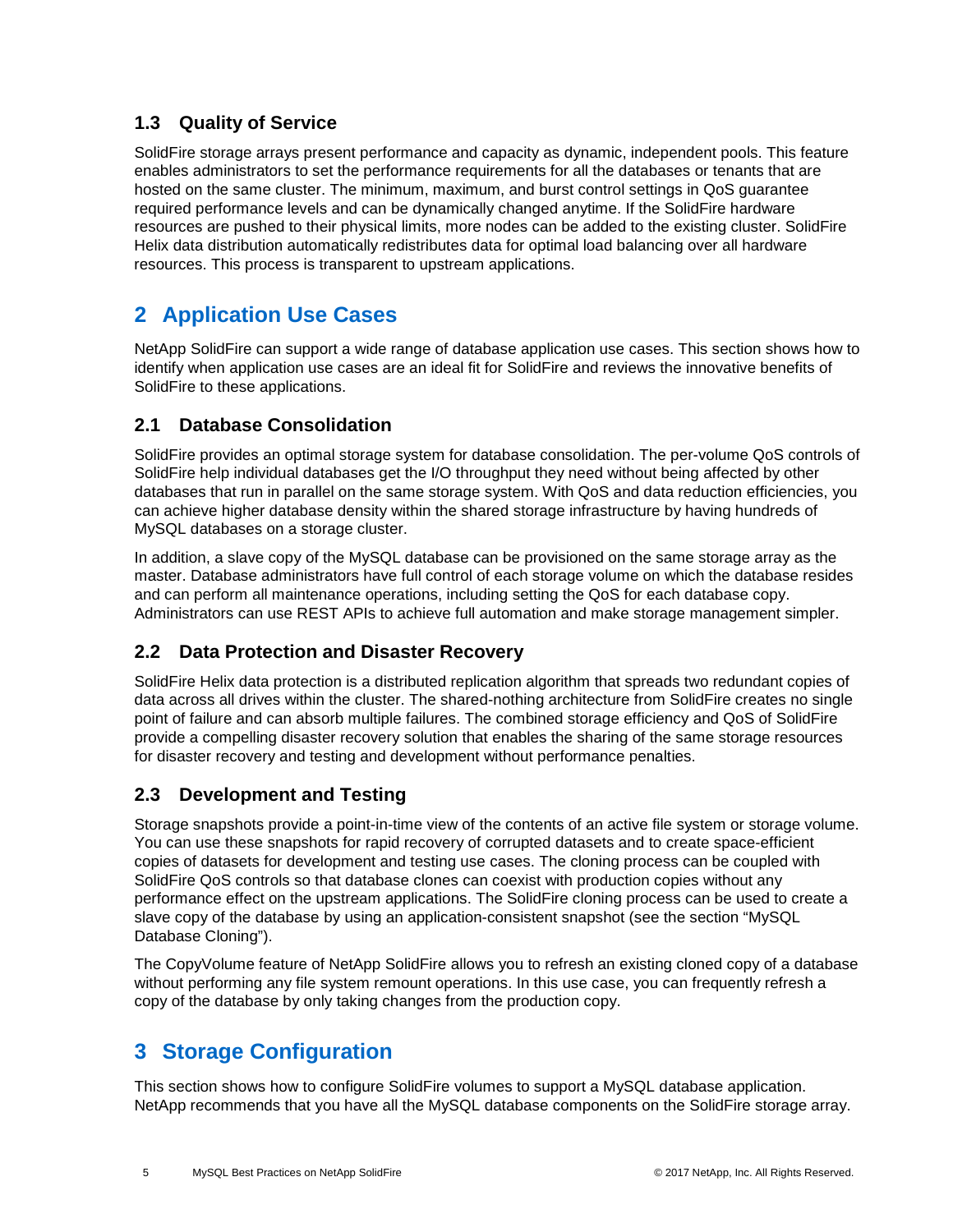### 1.3 Quality of Service

SolidFire storage arrays present performance and capacity as dynamic, independent pools. This feature enables administrators to set the performance requirements for all the databases or tenants that are hosted on the same cluster. The minimum, maximum, and burst control settings in QoS guarantee required performance levels and can be dynamically changed anytime. If the SolidFire hardware resources are pushed to their physical limits, more nodes can be added to the existing cluster. SolidFire Helix data distribution automatically redistributes data for optimal load balancing over all hardware resources. This process is transparent to upstream applications.

## 2 Application Use Cases

NetApp SolidFire can support a wide range of database application use cases. This section shows how to identify when application use cases are an ideal fit for SolidFire and reviews the innovative benefits of SolidFire to these applications.

### 2.1 Database Consolidation

SolidFire provides an optimal storage system for database consolidation. The per-volume QoS controls of SolidFire help individual databases get the I/O throughput they need without being affected by other databases that run in parallel on the same storage system. With QoS and data reduction efficiencies, you can achieve higher database density within the shared storage infrastructure by having hundreds of MySQL databases on a storage cluster.

In addition, a slave copy of the MySQL database can be provisioned on the same storage array as the master. Database administrators have full control of each storage volume on which the database resides and can perform all maintenance operations, including setting the QoS for each database copy. Administrators can use REST APIs to achieve full automation and make storage management simpler.

### 2.2 Data Protection and Disaster Recovery

SolidFire Helix data protection is a distributed replication algorithm that spreads two redundant copies of data across all drives within the cluster. The shared-nothing architecture from SolidFire creates no single point of failure and can absorb multiple failures. The combined storage efficiency and QoS of SolidFire provide a compelling disaster recovery solution that enables the sharing of the same storage resources for disaster recovery and testing and development without performance penalties.

### 2.3 Development and Testing

Storage snapshots provide a point-in-time view of the contents of an active file system or storage volume. You can use these snapshots for rapid recovery of corrupted datasets and to create space-efficient copies of datasets for development and testing use cases. The cloning process can be coupled with SolidFire QoS controls so that database clones can coexist with production copies without any performance effect on the upstream applications. The SolidFire cloning process can be used to create a slave copy of the database by using an application-consistent snapshot (see the section "MySQL Database Cloning").

The CopyVolume feature of NetApp SolidFire allows you to refresh an existing cloned copy of a database without performing any file system remount operations. In this use case, you can frequently refresh a copy of the database by only taking changes from the production copy.

## 3 Storage Configuration

This section shows how to configure SolidFire volumes to support a MySQL database application. NetApp recommends that you have all the MySQL database components on the SolidFire storage array.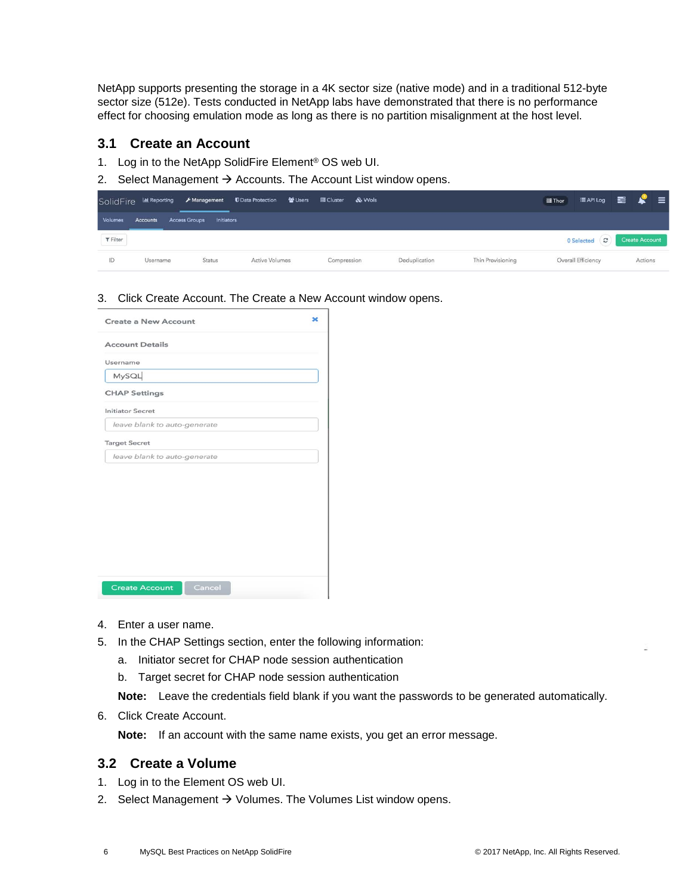NetApp supports presenting the storage in a 4K sector size (native mode) and in a traditional 512-byte sector size (512e). Tests conducted in NetApp labs have demonstrated that there is no performance effect for choosing emulation mode as long as there is no partition misalignment at the host level.

## 3.1 Create an Account

1. Log in to the NetApp SolidFire Element® OS web UI.
2. Select Management → Accounts. The Account List window opens.
3. Click Create Account. The Create a New Account window opens.
4. Enter a user name.
5. In the CHAP Settings section, enter the following information:
   a. Initiator secret for CHAP node session authentication
   b. Target secret for CHAP node session authentication

   **Note:** Leave the credentials field blank if you want the passwords to be generated automatically.
6. Click Create Account.

   **Note:** If an account with the same name exists, you get an error message.

## 3.2 Create a Volume

1. Log in to the Element OS web UI.
2. Select Management → Volumes. The Volumes List window opens.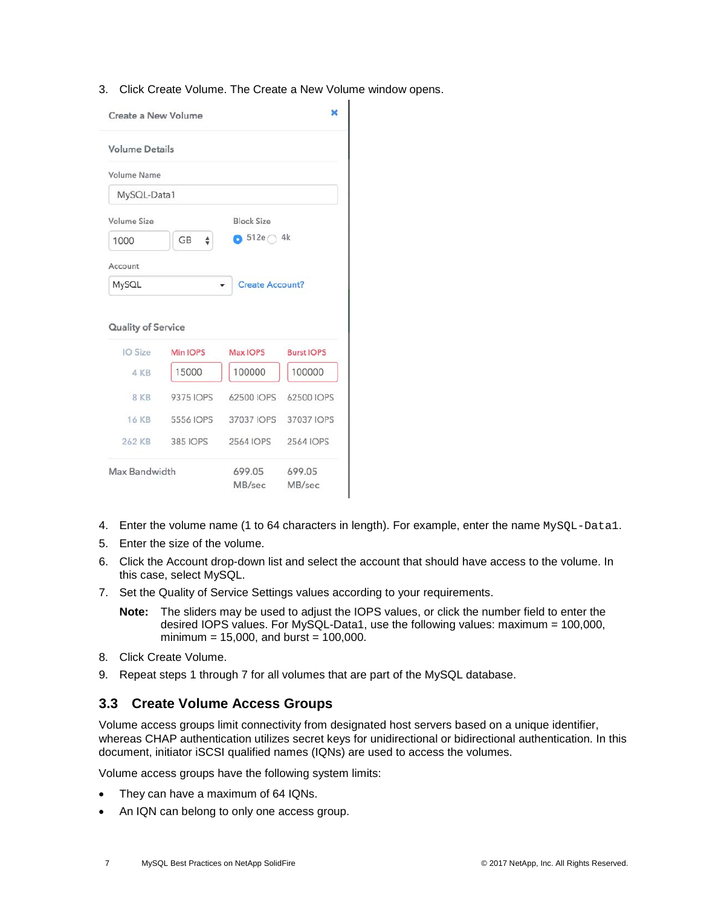3. Click Create Volume. The Create a New Volume window opens.

Create a New Volume

Volume Details

Volume Name: MySQL-Data1

Volume Size: 1000 GB

Block Size: 512e / 4k

Account: MySQL — Create Account?

Quality of Service

| IO Size | Min IOPS | Max IOPS | Burst IOPS |
|---|---|---|---|
| 4 KB | 15000 | 100000 | 100000 |
| 8 KB | 9375 IOPS | 62500 IOPS | 62500 IOPS |
| 16 KB | 5556 IOPS | 37037 IOPS | 37037 IOPS |
| 262 KB | 385 IOPS | 2564 IOPS | 2564 IOPS |
| Max Bandwidth | | 699.05 MB/sec | 699.05 MB/sec |

4. Enter the volume name (1 to 64 characters in length). For example, enter the name `MySQL-Data1`.
5. Enter the size of the volume.
6. Click the Account drop-down list and select the account that should have access to the volume. In this case, select MySQL.
7. Set the Quality of Service Settings values according to your requirements.

   **Note:** The sliders may be used to adjust the IOPS values, or click the number field to enter the desired IOPS values. For MySQL-Data1, use the following values: maximum = 100,000, minimum = 15,000, and burst = 100,000.

8. Click Create Volume.
9. Repeat steps 1 through 7 for all volumes that are part of the MySQL database.

## 3.3 Create Volume Access Groups

Volume access groups limit connectivity from designated host servers based on a unique identifier, whereas CHAP authentication utilizes secret keys for unidirectional or bidirectional authentication. In this document, initiator iSCSI qualified names (IQNs) are used to access the volumes.

Volume access groups have the following system limits:

- They can have a maximum of 64 IQNs.
- An IQN can belong to only one access group.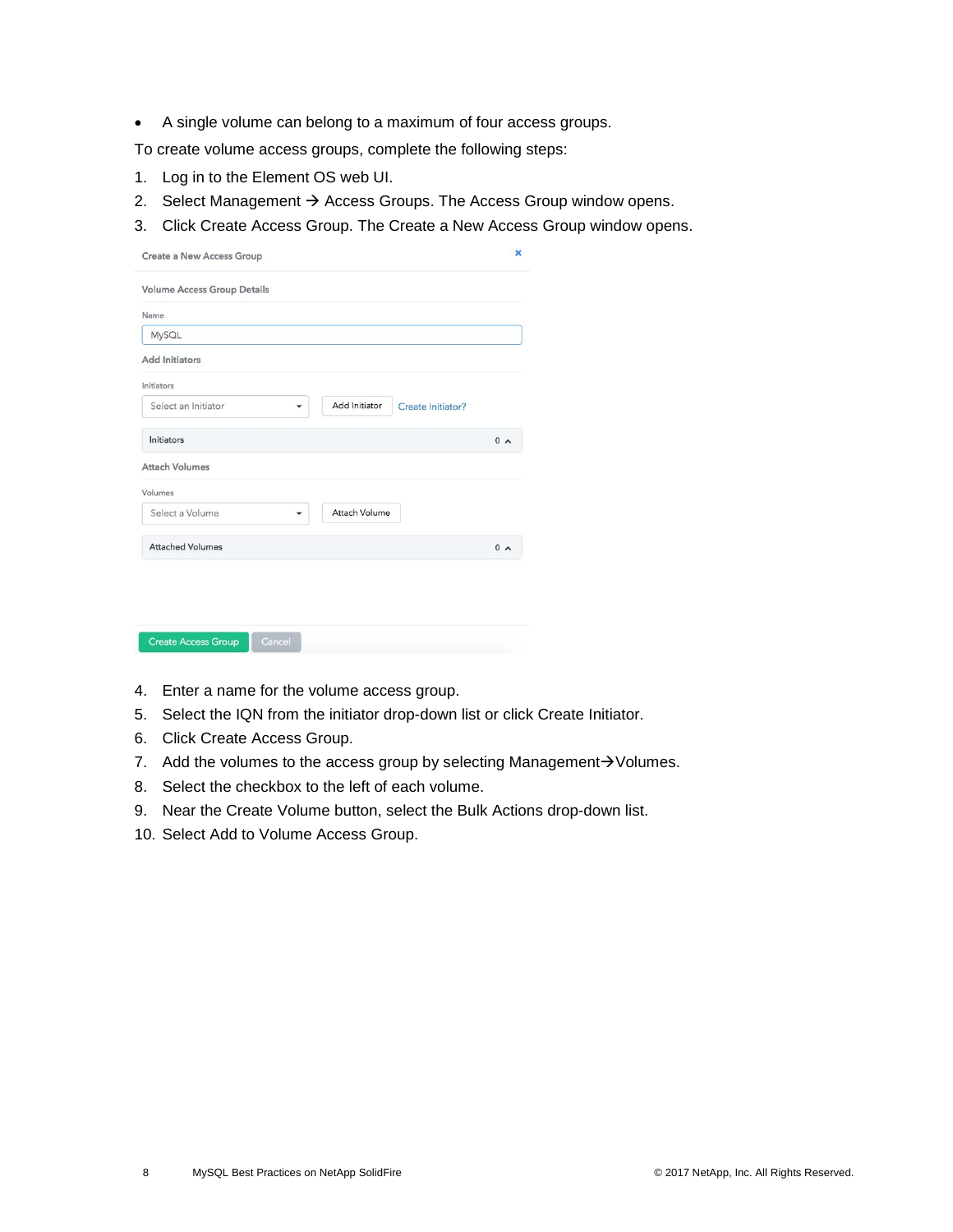- A single volume can belong to a maximum of four access groups.

To create volume access groups, complete the following steps:

1. Log in to the Element OS web UI.
2. Select Management → Access Groups. The Access Group window opens.
3. Click Create Access Group. The Create a New Access Group window opens.
4. Enter a name for the volume access group.
5. Select the IQN from the initiator drop-down list or click Create Initiator.
6. Click Create Access Group.
7. Add the volumes to the access group by selecting Management→Volumes.
8. Select the checkbox to the left of each volume.
9. Near the Create Volume button, select the Bulk Actions drop-down list.
10. Select Add to Volume Access Group.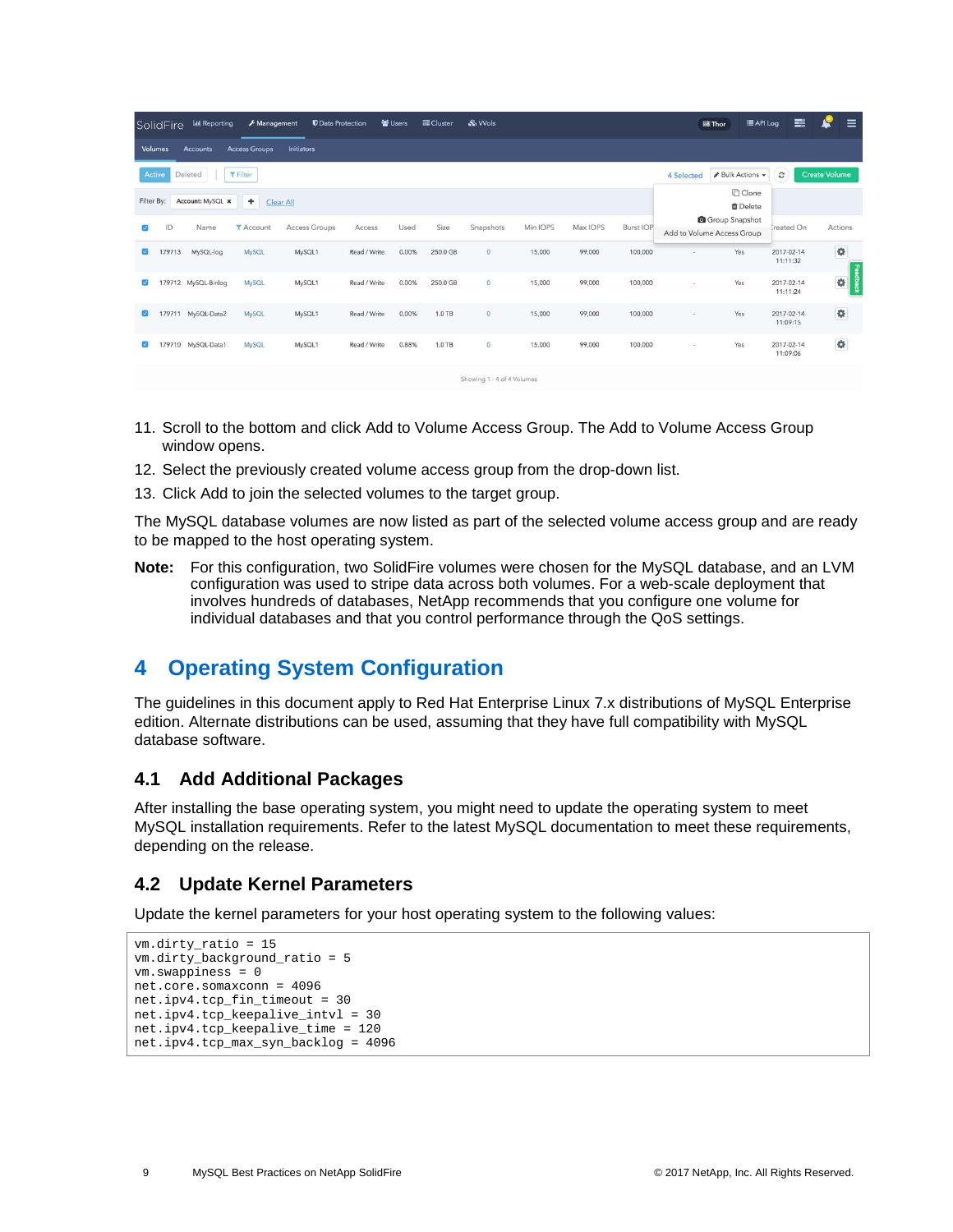11. Scroll to the bottom and click Add to Volume Access Group. The Add to Volume Access Group window opens.
12. Select the previously created volume access group from the drop-down list.
13. Click Add to join the selected volumes to the target group.

The MySQL database volumes are now listed as part of the selected volume access group and are ready to be mapped to the host operating system.

**Note:** For this configuration, two SolidFire volumes were chosen for the MySQL database, and an LVM configuration was used to stripe data across both volumes. For a web-scale deployment that involves hundreds of databases, NetApp recommends that you configure one volume for individual databases and that you control performance through the QoS settings.

# 4 Operating System Configuration

The guidelines in this document apply to Red Hat Enterprise Linux 7.x distributions of MySQL Enterprise edition. Alternate distributions can be used, assuming that they have full compatibility with MySQL database software.

## 4.1 Add Additional Packages

After installing the base operating system, you might need to update the operating system to meet MySQL installation requirements. Refer to the latest MySQL documentation to meet these requirements, depending on the release.

## 4.2 Update Kernel Parameters

Update the kernel parameters for your host operating system to the following values:

```
vm.dirty_ratio = 15
vm.dirty_background_ratio = 5
vm.swappiness = 0
net.core.somaxconn = 4096
net.ipv4.tcp_fin_timeout = 30
net.ipv4.tcp_keepalive_intvl = 30
net.ipv4.tcp_keepalive_time = 120
net.ipv4.tcp_max_syn_backlog = 4096
```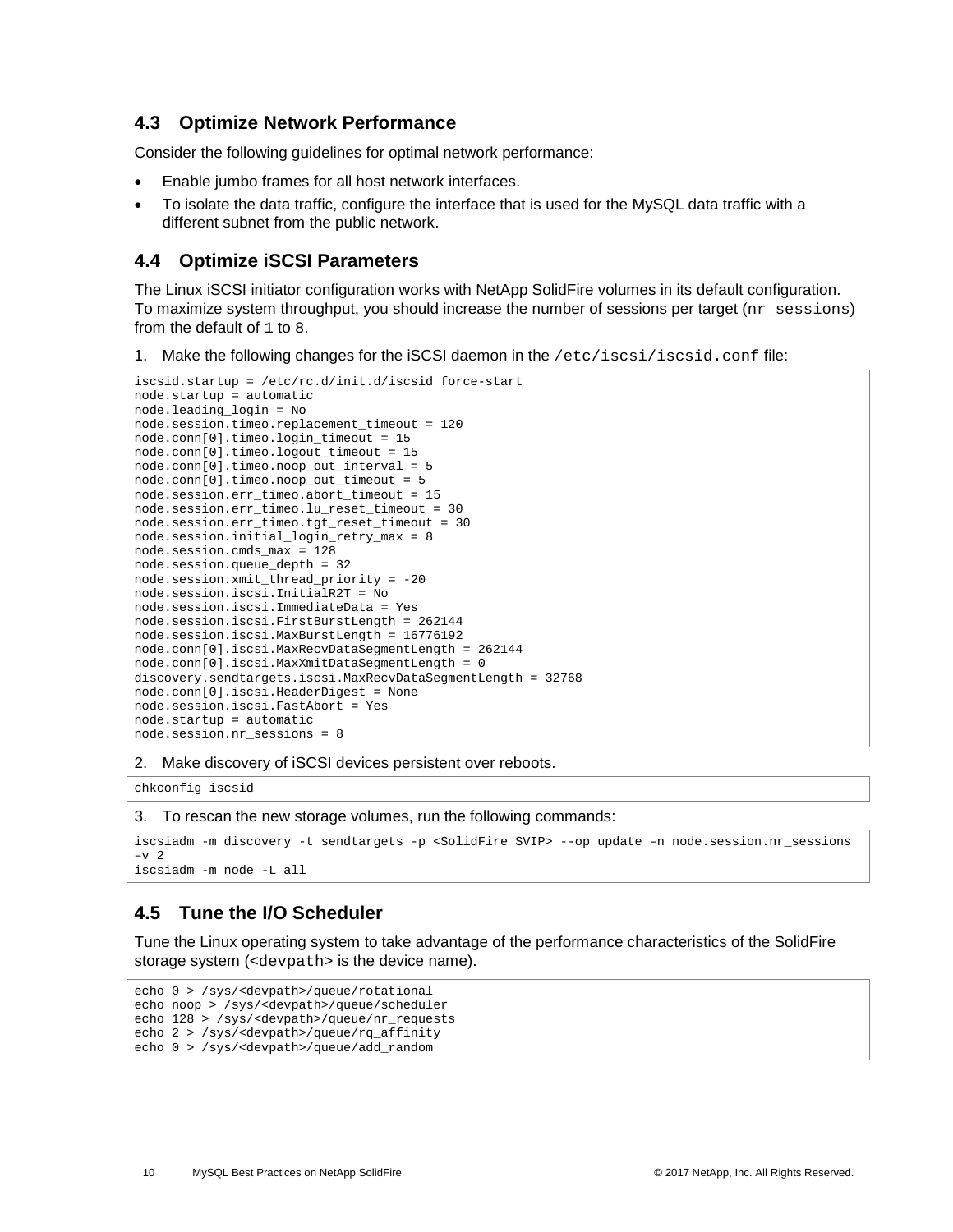## 4.3 Optimize Network Performance

Consider the following guidelines for optimal network performance:

- Enable jumbo frames for all host network interfaces.
- To isolate the data traffic, configure the interface that is used for the MySQL data traffic with a different subnet from the public network.

## 4.4 Optimize iSCSI Parameters

The Linux iSCSI initiator configuration works with NetApp SolidFire volumes in its default configuration. To maximize system throughput, you should increase the number of sessions per target (`nr_sessions`) from the default of `1` to `8`.

1. Make the following changes for the iSCSI daemon in the `/etc/iscsi/iscsid.conf` file:

```
iscsid.startup = /etc/rc.d/init.d/iscsid force-start
node.startup = automatic
node.leading_login = No
node.session.timeo.replacement_timeout = 120
node.conn[0].timeo.login_timeout = 15
node.conn[0].timeo.logout_timeout = 15
node.conn[0].timeo.noop_out_interval = 5
node.conn[0].timeo.noop_out_timeout = 5
node.session.err_timeo.abort_timeout = 15
node.session.err_timeo.lu_reset_timeout = 30
node.session.err_timeo.tgt_reset_timeout = 30
node.session.initial_login_retry_max = 8
node.session.cmds_max = 128
node.session.queue_depth = 32
node.session.xmit_thread_priority = -20
node.session.iscsi.InitialR2T = No
node.session.iscsi.ImmediateData = Yes
node.session.iscsi.FirstBurstLength = 262144
node.session.iscsi.MaxBurstLength = 16776192
node.conn[0].iscsi.MaxRecvDataSegmentLength = 262144
node.conn[0].iscsi.MaxXmitDataSegmentLength = 0
discovery.sendtargets.iscsi.MaxRecvDataSegmentLength = 32768
node.conn[0].iscsi.HeaderDigest = None
node.session.iscsi.FastAbort = Yes
node.startup = automatic
node.session.nr_sessions = 8
```

2. Make discovery of iSCSI devices persistent over reboots.

```
chkconfig iscsid
```

3. To rescan the new storage volumes, run the following commands:

```
iscsiadm -m discovery -t sendtargets -p <SolidFire SVIP> --op update –n node.session.nr_sessions
–v 2
iscsiadm -m node -L all
```

## 4.5 Tune the I/O Scheduler

Tune the Linux operating system to take advantage of the performance characteristics of the SolidFire storage system (`<devpath>` is the device name).

```
echo 0 > /sys/<devpath>/queue/rotational
echo noop > /sys/<devpath>/queue/scheduler
echo 128 > /sys/<devpath>/queue/nr_requests
echo 2 > /sys/<devpath>/queue/rq_affinity
echo 0 > /sys/<devpath>/queue/add_random
```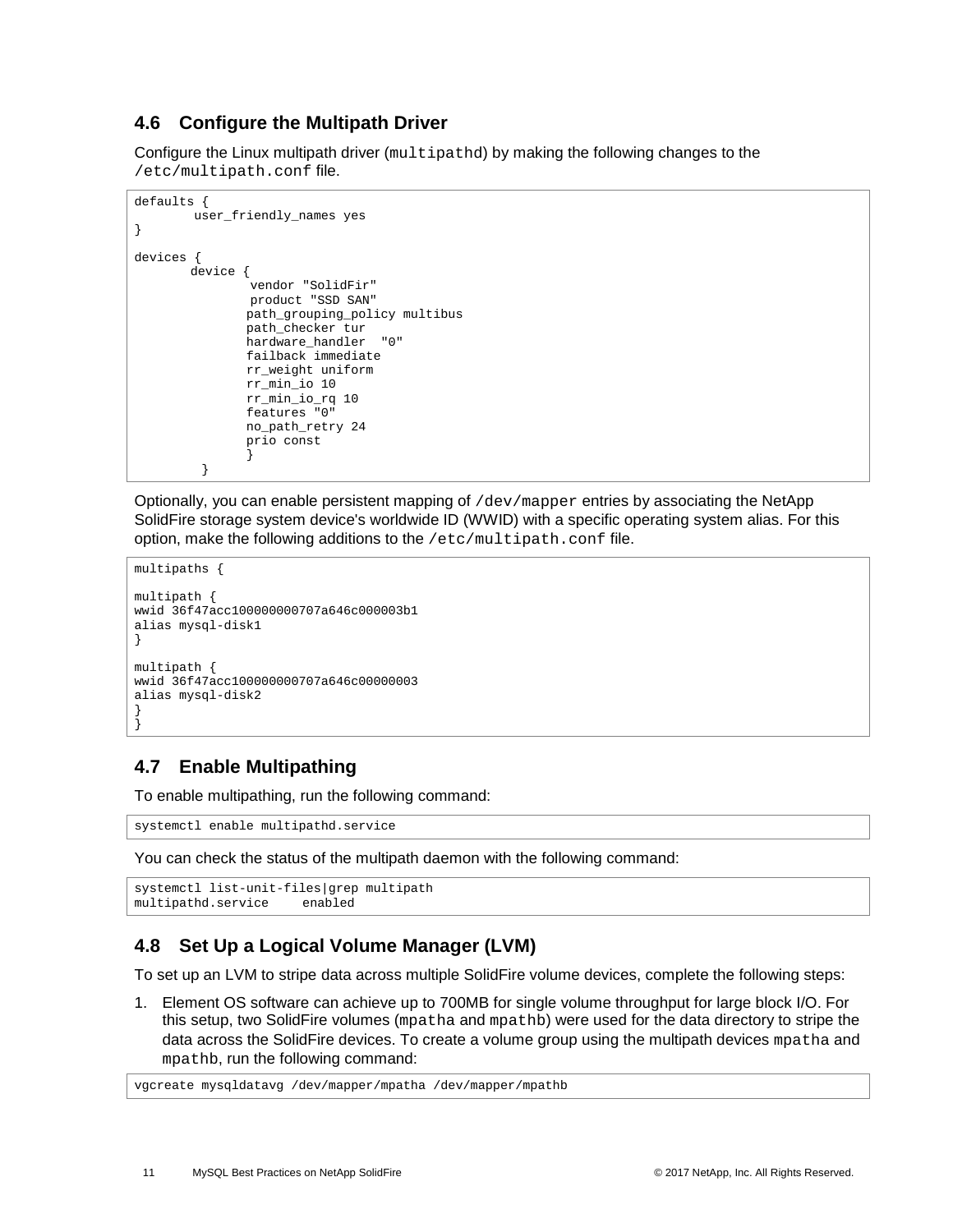## 4.6 Configure the Multipath Driver

Configure the Linux multipath driver (`multipathd`) by making the following changes to the `/etc/multipath.conf` file.

```
defaults {
        user_friendly_names yes
}

devices {
       device {
                vendor "SolidFir"
                product "SSD SAN"
               path_grouping_policy multibus
               path_checker tur
               hardware_handler  "0"
               failback immediate
               rr_weight uniform
               rr_min_io 10
               rr_min_io_rq 10
               features "0"
               no_path_retry 24
               prio const
               }
         }
```

Optionally, you can enable persistent mapping of `/dev/mapper` entries by associating the NetApp SolidFire storage system device's worldwide ID (WWID) with a specific operating system alias. For this option, make the following additions to the `/etc/multipath.conf` file.

```
multipaths {

multipath {
wwid 36f47acc100000000707a646c000003b1
alias mysql-disk1
}

multipath {
wwid 36f47acc100000000707a646c00000003
alias mysql-disk2
}
}
```

## 4.7 Enable Multipathing

To enable multipathing, run the following command:

```
systemctl enable multipathd.service
```

You can check the status of the multipath daemon with the following command:

```
systemctl list-unit-files|grep multipath
multipathd.service     enabled
```

## 4.8 Set Up a Logical Volume Manager (LVM)

To set up an LVM to stripe data across multiple SolidFire volume devices, complete the following steps:

1. Element OS software can achieve up to 700MB for single volume throughput for large block I/O. For this setup, two SolidFire volumes (`mpatha` and `mpathb`) were used for the data directory to stripe the data across the SolidFire devices. To create a volume group using the multipath devices `mpatha` and `mpathb`, run the following command:

```
vgcreate mysqldatavg /dev/mapper/mpatha /dev/mapper/mpathb
```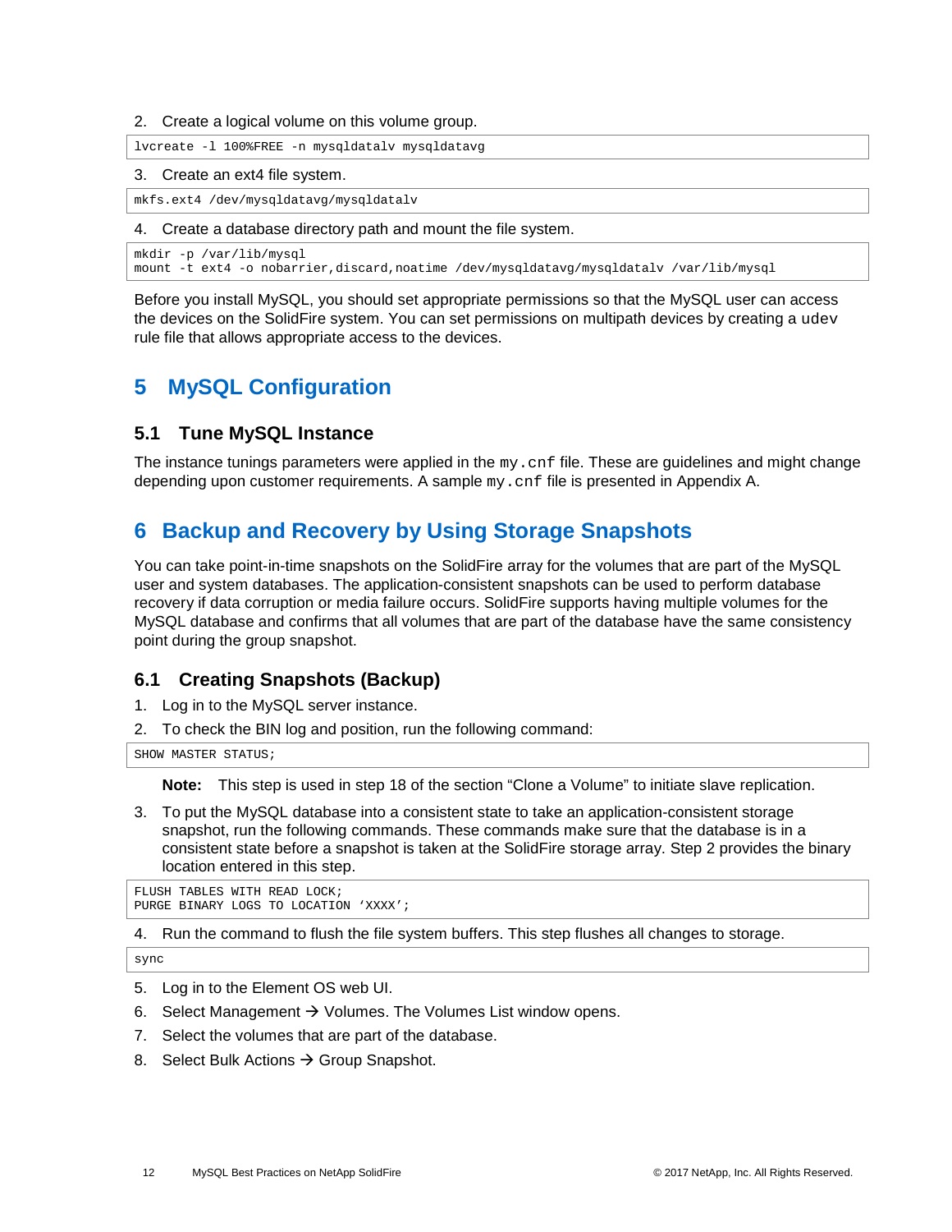2. Create a logical volume on this volume group.

```
lvcreate -l 100%FREE -n mysqldatalv mysqldatavg
```

3. Create an ext4 file system.

```
mkfs.ext4 /dev/mysqldatavg/mysqldatalv
```

4. Create a database directory path and mount the file system.

```
mkdir -p /var/lib/mysql
mount -t ext4 -o nobarrier,discard,noatime /dev/mysqldatavg/mysqldatalv /var/lib/mysql
```

Before you install MySQL, you should set appropriate permissions so that the MySQL user can access the devices on the SolidFire system. You can set permissions on multipath devices by creating a `udev` rule file that allows appropriate access to the devices.

# 5 MySQL Configuration

## 5.1 Tune MySQL Instance

The instance tunings parameters were applied in the `my.cnf` file. These are guidelines and might change depending upon customer requirements. A sample `my.cnf` file is presented in Appendix A.

# 6 Backup and Recovery by Using Storage Snapshots

You can take point-in-time snapshots on the SolidFire array for the volumes that are part of the MySQL user and system databases. The application-consistent snapshots can be used to perform database recovery if data corruption or media failure occurs. SolidFire supports having multiple volumes for the MySQL database and confirms that all volumes that are part of the database have the same consistency point during the group snapshot.

## 6.1 Creating Snapshots (Backup)

1. Log in to the MySQL server instance.
2. To check the BIN log and position, run the following command:

```
SHOW MASTER STATUS;
```

   **Note:** This step is used in step 18 of the section "Clone a Volume" to initiate slave replication.

3. To put the MySQL database into a consistent state to take an application-consistent storage snapshot, run the following commands. These commands make sure that the database is in a consistent state before a snapshot is taken at the SolidFire storage array. Step 2 provides the binary location entered in this step.

```
FLUSH TABLES WITH READ LOCK;
PURGE BINARY LOGS TO LOCATION 'XXXX';
```

4. Run the command to flush the file system buffers. This step flushes all changes to storage.

```
sync
```

5. Log in to the Element OS web UI.
6. Select Management → Volumes. The Volumes List window opens.
7. Select the volumes that are part of the database.
8. Select Bulk Actions → Group Snapshot.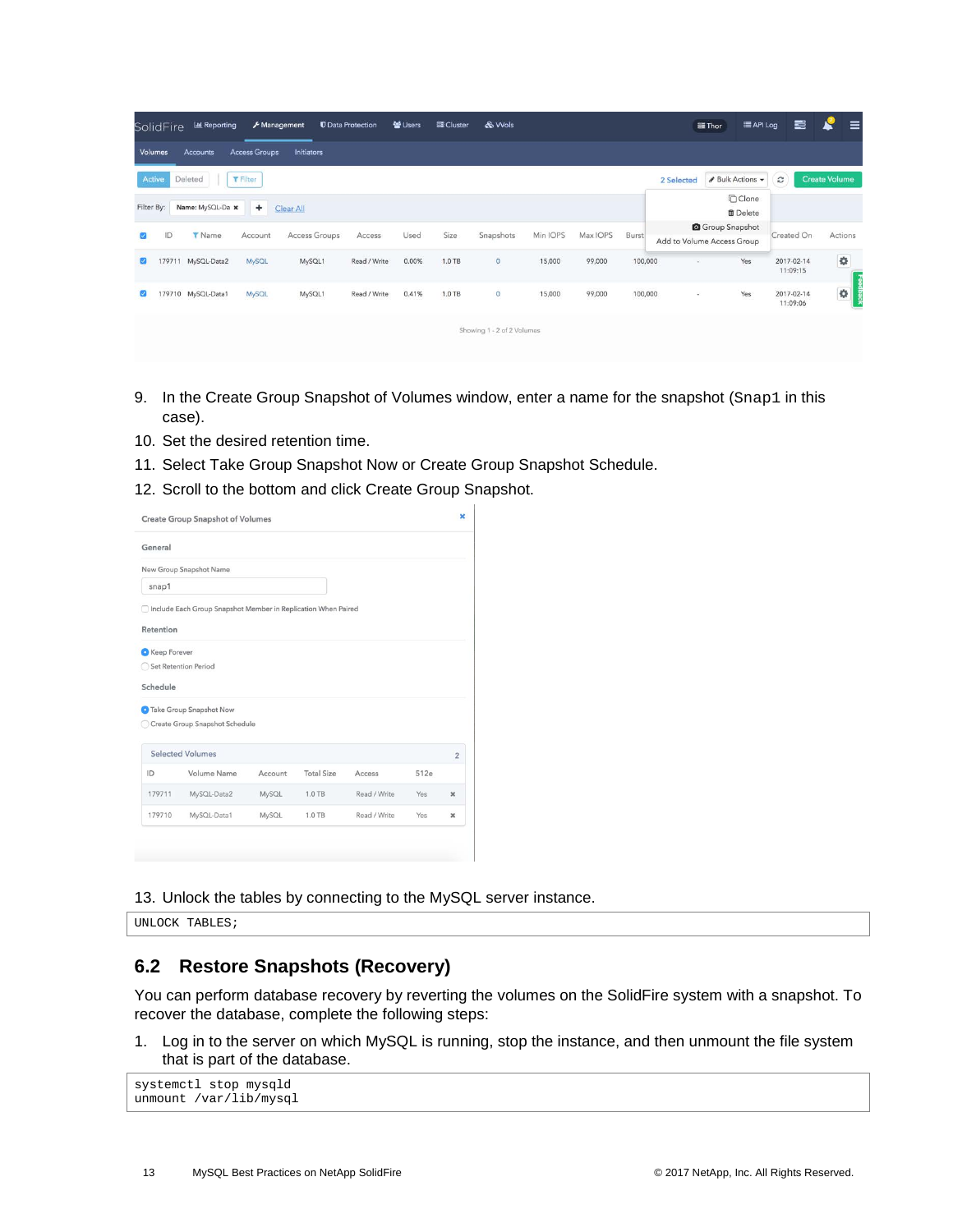9. In the Create Group Snapshot of Volumes window, enter a name for the snapshot (`Snap1` in this case).
10. Set the desired retention time.
11. Select Take Group Snapshot Now or Create Group Snapshot Schedule.
12. Scroll to the bottom and click Create Group Snapshot.

13. Unlock the tables by connecting to the MySQL server instance.

```
UNLOCK TABLES;
```

## 6.2 Restore Snapshots (Recovery)

You can perform database recovery by reverting the volumes on the SolidFire system with a snapshot. To recover the database, complete the following steps:

1. Log in to the server on which MySQL is running, stop the instance, and then unmount the file system that is part of the database.

```
systemctl stop mysqld
unmount /var/lib/mysql
```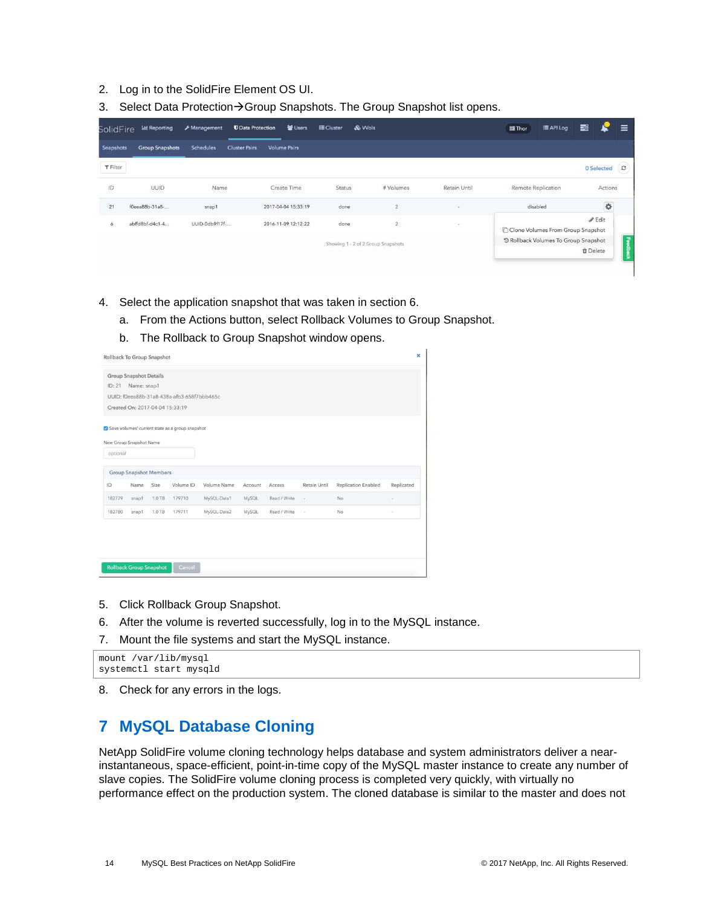2. Log in to the SolidFire Element OS UI.
3. Select Data Protection→Group Snapshots. The Group Snapshot list opens.

4. Select the application snapshot that was taken in section 6.
   a. From the Actions button, select Rollback Volumes to Group Snapshot.
   b. The Rollback to Group Snapshot window opens.

5. Click Rollback Group Snapshot.
6. After the volume is reverted successfully, log in to the MySQL instance.
7. Mount the file systems and start the MySQL instance.

```
mount /var/lib/mysql
systemctl start mysqld
```

8. Check for any errors in the logs.

# 7 MySQL Database Cloning

NetApp SolidFire volume cloning technology helps database and system administrators deliver a near-instantaneous, space-efficient, point-in-time copy of the MySQL master instance to create any number of slave copies. The SolidFire volume cloning process is completed very quickly, with virtually no performance effect on the production system. The cloned database is similar to the master and does not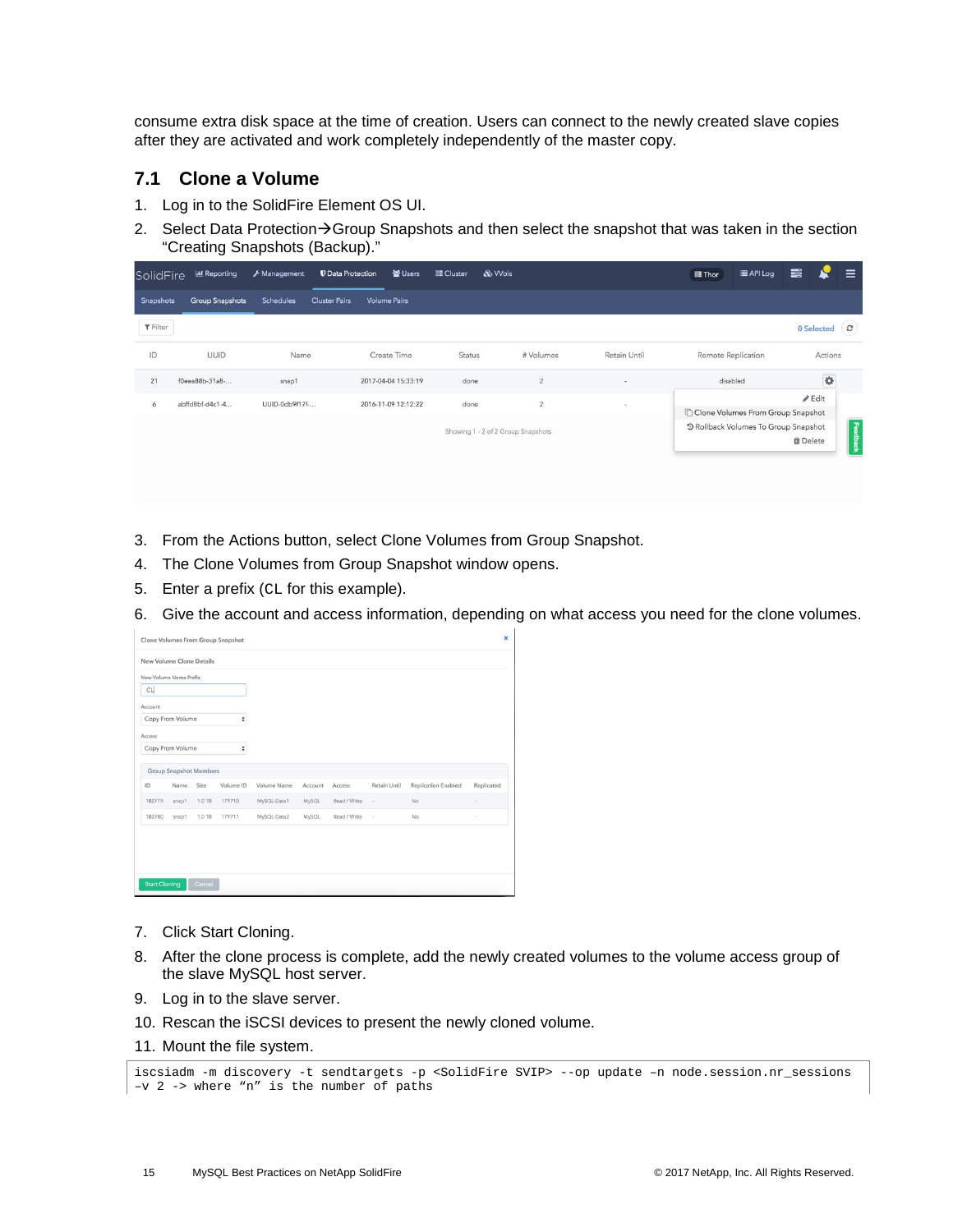consume extra disk space at the time of creation. Users can connect to the newly created slave copies after they are activated and work completely independently of the master copy.

## 7.1 Clone a Volume

1. Log in to the SolidFire Element OS UI.
2. Select Data Protection→Group Snapshots and then select the snapshot that was taken in the section “Creating Snapshots (Backup).”
3. From the Actions button, select Clone Volumes from Group Snapshot.
4. The Clone Volumes from Group Snapshot window opens.
5. Enter a prefix (CL for this example).
6. Give the account and access information, depending on what access you need for the clone volumes.
7. Click Start Cloning.
8. After the clone process is complete, add the newly created volumes to the volume access group of the slave MySQL host server.
9. Log in to the slave server.
10. Rescan the iSCSI devices to present the newly cloned volume.
11. Mount the file system.

```
iscsiadm -m discovery -t sendtargets -p <SolidFire SVIP> --op update –n node.session.nr_sessions
–v 2 -> where “n” is the number of paths
```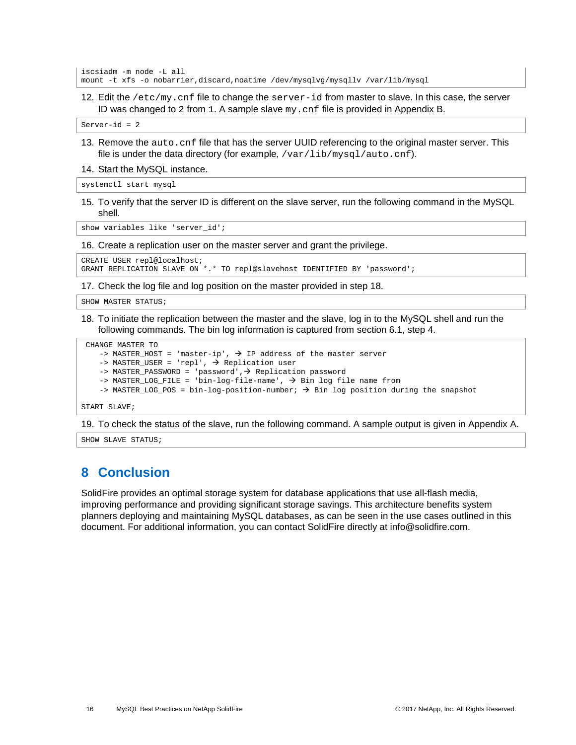```
iscsiadm -m node -L all
mount -t xfs -o nobarrier,discard,noatime /dev/mysqlvg/mysqllv /var/lib/mysql
```

12. Edit the `/etc/my.cnf` file to change the `server-id` from master to slave. In this case, the server ID was changed to 2 from 1. A sample slave `my.cnf` file is provided in Appendix B.

```
Server-id = 2
```

13. Remove the `auto.cnf` file that has the server UUID referencing to the original master server. This file is under the data directory (for example, `/var/lib/mysql/auto.cnf`).
14. Start the MySQL instance.

```
systemctl start mysql
```

15. To verify that the server ID is different on the slave server, run the following command in the MySQL shell.

```
show variables like 'server_id';
```

16. Create a replication user on the master server and grant the privilege.

```
CREATE USER repl@localhost;
GRANT REPLICATION SLAVE ON *.* TO repl@slavehost IDENTIFIED BY 'password';
```

17. Check the log file and log position on the master provided in step 18.

```
SHOW MASTER STATUS;
```

18. To initiate the replication between the master and the slave, log in to the MySQL shell and run the following commands. The bin log information is captured from section 6.1, step 4.

```
CHANGE MASTER TO
   -> MASTER_HOST = 'master-ip', → IP address of the master server
   -> MASTER_USER = 'repl', → Replication user
   -> MASTER_PASSWORD = 'password',→ Replication password
   -> MASTER_LOG_FILE = 'bin-log-file-name', → Bin log file name from
   -> MASTER_LOG_POS = bin-log-position-number; → Bin log position during the snapshot

START SLAVE;
```

19. To check the status of the slave, run the following command. A sample output is given in Appendix A.

```
SHOW SLAVE STATUS;
```

# 8 Conclusion

SolidFire provides an optimal storage system for database applications that use all-flash media, improving performance and providing significant storage savings. This architecture benefits system planners deploying and maintaining MySQL databases, as can be seen in the use cases outlined in this document. For additional information, you can contact SolidFire directly at info@solidfire.com.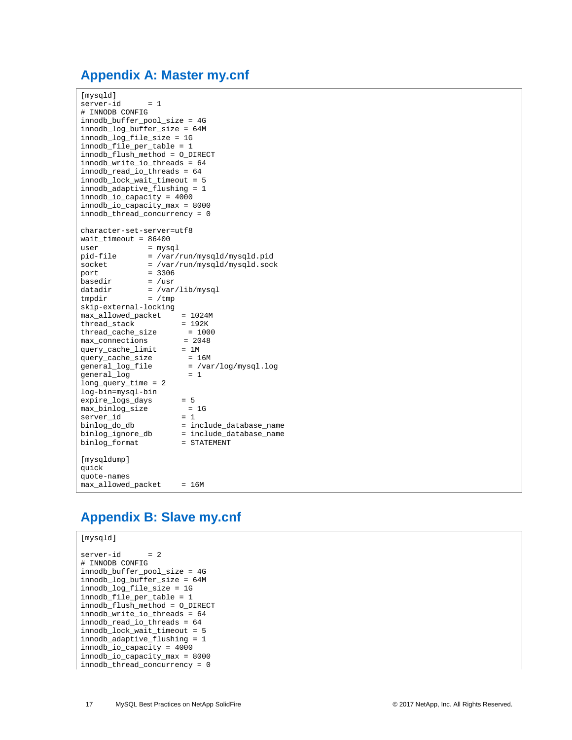## Appendix A: Master my.cnf

```
[mysqld]
server-id      = 1
# INNODB CONFIG
innodb_buffer_pool_size = 4G
innodb_log_buffer_size = 64M
innodb_log_file_size = 1G
innodb_file_per_table = 1
innodb_flush_method = O_DIRECT
innodb_write_io_threads = 64
innodb_read_io_threads = 64
innodb_lock_wait_timeout = 5
innodb_adaptive_flushing = 1
innodb_io_capacity = 4000
innodb_io_capacity_max = 8000
innodb_thread_concurrency = 0

character-set-server=utf8
wait_timeout = 86400
user           = mysql
pid-file       = /var/run/mysqld/mysqld.pid
socket         = /var/run/mysqld/mysqld.sock
port           = 3306
basedir        = /usr
datadir        = /var/lib/mysql
tmpdir         = /tmp
skip-external-locking
max_allowed_packet     = 1024M
thread_stack           = 192K
thread_cache_size        = 1000
max_connections         = 2048
query_cache_limit      = 1M
query_cache_size        = 16M
general_log_file        = /var/log/mysql.log
general_log             = 1
long_query_time = 2
log-bin=mysql-bin
expire_logs_days       = 5
max_binlog_size         = 1G
server_id              = 1
binlog_do_db           = include_database_name
binlog_ignore_db       = include_database_name
binlog_format          = STATEMENT

[mysqldump]
quick
quote-names
max_allowed_packet     = 16M
```

## Appendix B: Slave my.cnf

```
[mysqld]

server-id      = 2
# INNODB CONFIG
innodb_buffer_pool_size = 4G
innodb_log_buffer_size = 64M
innodb_log_file_size = 1G
innodb_file_per_table = 1
innodb_flush_method = O_DIRECT
innodb_write_io_threads = 64
innodb_read_io_threads = 64
innodb_lock_wait_timeout = 5
innodb_adaptive_flushing = 1
innodb_io_capacity = 4000
innodb_io_capacity_max = 8000
innodb_thread_concurrency = 0
```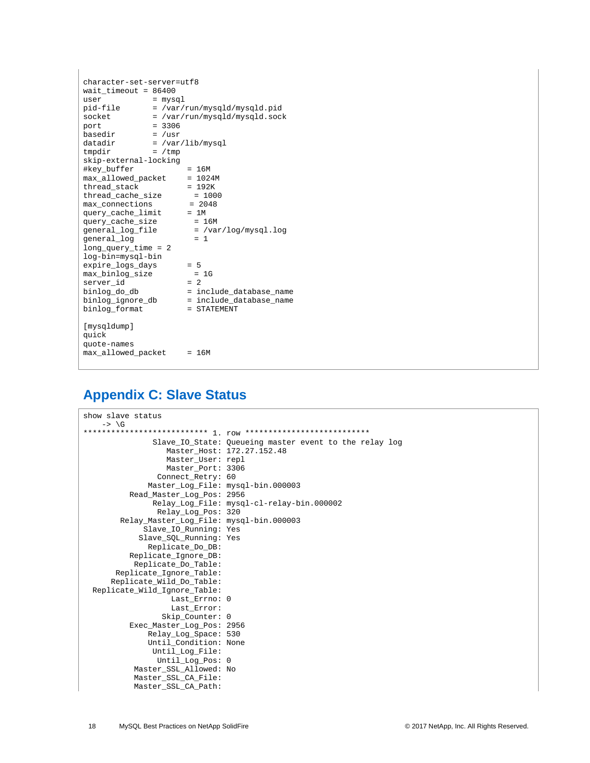```
character-set-server=utf8
wait_timeout = 86400
user            = mysql
pid-file        = /var/run/mysqld/mysqld.pid
socket          = /var/run/mysqld/mysqld.sock
port            = 3306
basedir         = /usr
datadir         = /var/lib/mysql
tmpdir          = /tmp
skip-external-locking
#key_buffer             = 16M
max_allowed_packet      = 1024M
thread_stack            = 192K
thread_cache_size         = 1000
max_connections         = 2048
query_cache_limit       = 1M
query_cache_size          = 16M
general_log_file          = /var/log/mysql.log
general_log               = 1
long_query_time = 2
log-bin=mysql-bin
expire_logs_days        = 5
max_binlog_size           = 1G
server_id               = 2
binlog_do_db            = include_database_name
binlog_ignore_db        = include_database_name
binlog_format           = STATEMENT

[mysqldump]
quick
quote-names
max_allowed_packet      = 16M
```

## Appendix C: Slave Status

```
show slave status
    -> \G
*************************** 1. row ***************************
               Slave_IO_State: Queueing master event to the relay log
                  Master_Host: 172.27.152.48
                  Master_User: repl
                  Master_Port: 3306
                Connect_Retry: 60
              Master_Log_File: mysql-bin.000003
          Read_Master_Log_Pos: 2956
               Relay_Log_File: mysql-cl-relay-bin.000002
                Relay_Log_Pos: 320
        Relay_Master_Log_File: mysql-bin.000003
             Slave_IO_Running: Yes
            Slave_SQL_Running: Yes
              Replicate_Do_DB:
          Replicate_Ignore_DB:
           Replicate_Do_Table:
       Replicate_Ignore_Table:
      Replicate_Wild_Do_Table:
  Replicate_Wild_Ignore_Table:
                   Last_Errno: 0
                   Last_Error:
                 Skip_Counter: 0
          Exec_Master_Log_Pos: 2956
              Relay_Log_Space: 530
              Until_Condition: None
               Until_Log_File:
                Until_Log_Pos: 0
           Master_SSL_Allowed: No
           Master_SSL_CA_File:
           Master_SSL_CA_Path:
```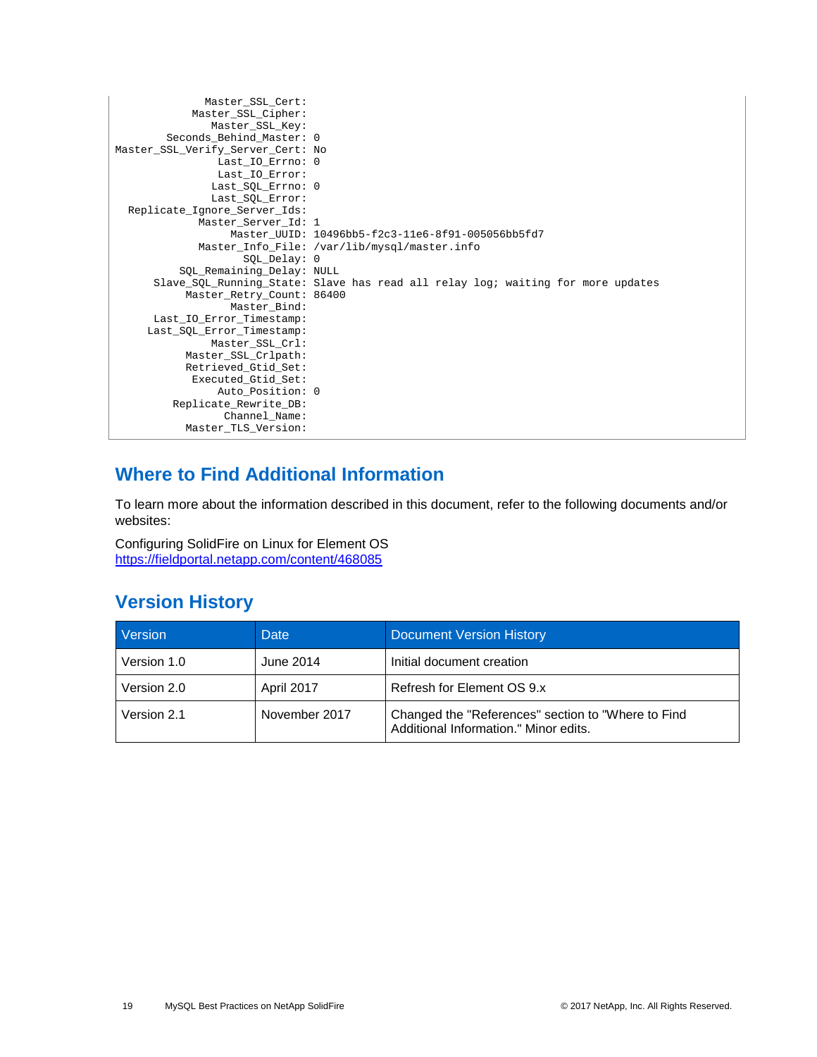```
             Master_SSL_Cert:
           Master_SSL_Cipher:
              Master_SSL_Key:
       Seconds_Behind_Master: 0
Master_SSL_Verify_Server_Cert: No
               Last_IO_Errno: 0
               Last_IO_Error:
              Last_SQL_Errno: 0
              Last_SQL_Error:
  Replicate_Ignore_Server_Ids:
            Master_Server_Id: 1
                 Master_UUID: 10496bb5-f2c3-11e6-8f91-005056bb5fd7
            Master_Info_File: /var/lib/mysql/master.info
                   SQL_Delay: 0
         SQL_Remaining_Delay: NULL
     Slave_SQL_Running_State: Slave has read all relay log; waiting for more updates
          Master_Retry_Count: 86400
                 Master_Bind:
     Last_IO_Error_Timestamp:
    Last_SQL_Error_Timestamp:
              Master_SSL_Crl:
          Master_SSL_Crlpath:
          Retrieved_Gtid_Set:
           Executed_Gtid_Set:
               Auto_Position: 0
        Replicate_Rewrite_DB:
                Channel_Name:
          Master_TLS_Version:
```

## Where to Find Additional Information

To learn more about the information described in this document, refer to the following documents and/or websites:

Configuring SolidFire on Linux for Element OS
https://fieldportal.netapp.com/content/468085

## Version History

| Version | Date | Document Version History |
| --- | --- | --- |
| Version 1.0 | June 2014 | Initial document creation |
| Version 2.0 | April 2017 | Refresh for Element OS 9.x |
| Version 2.1 | November 2017 | Changed the "References" section to "Where to Find Additional Information." Minor edits. |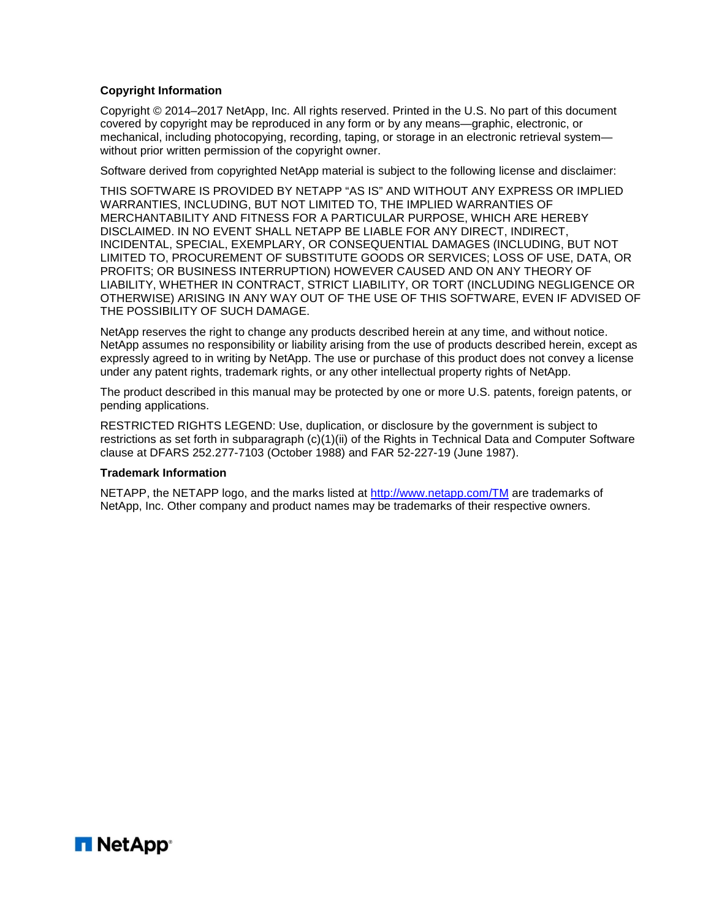**Copyright Information**

Copyright © 2014–2017 NetApp, Inc. All rights reserved. Printed in the U.S. No part of this document covered by copyright may be reproduced in any form or by any means—graphic, electronic, or mechanical, including photocopying, recording, taping, or storage in an electronic retrieval system—without prior written permission of the copyright owner.

Software derived from copyrighted NetApp material is subject to the following license and disclaimer:

THIS SOFTWARE IS PROVIDED BY NETAPP "AS IS" AND WITHOUT ANY EXPRESS OR IMPLIED WARRANTIES, INCLUDING, BUT NOT LIMITED TO, THE IMPLIED WARRANTIES OF MERCHANTABILITY AND FITNESS FOR A PARTICULAR PURPOSE, WHICH ARE HEREBY DISCLAIMED. IN NO EVENT SHALL NETAPP BE LIABLE FOR ANY DIRECT, INDIRECT, INCIDENTAL, SPECIAL, EXEMPLARY, OR CONSEQUENTIAL DAMAGES (INCLUDING, BUT NOT LIMITED TO, PROCUREMENT OF SUBSTITUTE GOODS OR SERVICES; LOSS OF USE, DATA, OR PROFITS; OR BUSINESS INTERRUPTION) HOWEVER CAUSED AND ON ANY THEORY OF LIABILITY, WHETHER IN CONTRACT, STRICT LIABILITY, OR TORT (INCLUDING NEGLIGENCE OR OTHERWISE) ARISING IN ANY WAY OUT OF THE USE OF THIS SOFTWARE, EVEN IF ADVISED OF THE POSSIBILITY OF SUCH DAMAGE.

NetApp reserves the right to change any products described herein at any time, and without notice. NetApp assumes no responsibility or liability arising from the use of products described herein, except as expressly agreed to in writing by NetApp. The use or purchase of this product does not convey a license under any patent rights, trademark rights, or any other intellectual property rights of NetApp.

The product described in this manual may be protected by one or more U.S. patents, foreign patents, or pending applications.

RESTRICTED RIGHTS LEGEND: Use, duplication, or disclosure by the government is subject to restrictions as set forth in subparagraph (c)(1)(ii) of the Rights in Technical Data and Computer Software clause at DFARS 252.277-7103 (October 1988) and FAR 52-227-19 (June 1987).

**Trademark Information**

NETAPP, the NETAPP logo, and the marks listed at http://www.netapp.com/TM are trademarks of NetApp, Inc. Other company and product names may be trademarks of their respective owners.

NetApp®